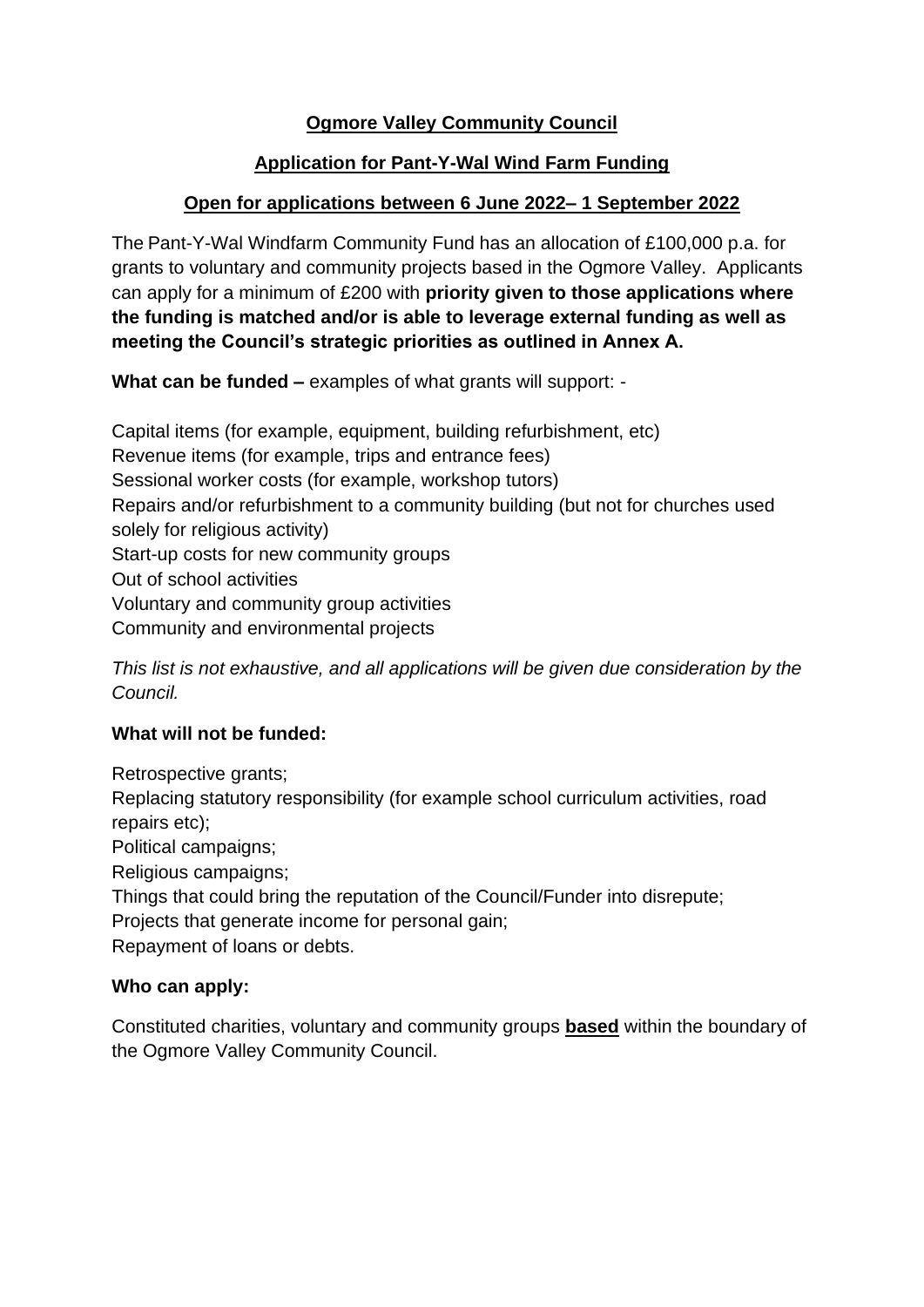**Ogmore Valley Community Council**

**Application for Pant-Y-Wal Wind Farm Funding**

**Open for applications between 6 June 2022– 1 September 2022**

The Pant-Y-Wal Windfarm Community Fund has an allocation of £100,000 p.a. for grants to voluntary and community projects based in the Ogmore Valley. Applicants can apply for a minimum of £200 with **priority given to those applications where the funding is matched and/or is able to leverage external funding as well as meeting the Council's strategic priorities as outlined in Annex A.**

**What can be funded –** examples of what grants will support: -

Capital items (for example, equipment, building refurbishment, etc)
Revenue items (for example, trips and entrance fees)
Sessional worker costs (for example, workshop tutors)
Repairs and/or refurbishment to a community building (but not for churches used solely for religious activity)
Start-up costs for new community groups
Out of school activities
Voluntary and community group activities
Community and environmental projects

*This list is not exhaustive, and all applications will be given due consideration by the Council.*

**What will not be funded:**

Retrospective grants;
Replacing statutory responsibility (for example school curriculum activities, road repairs etc);
Political campaigns;
Religious campaigns;
Things that could bring the reputation of the Council/Funder into disrepute;
Projects that generate income for personal gain;
Repayment of loans or debts.

**Who can apply:**

Constituted charities, voluntary and community groups **based** within the boundary of the Ogmore Valley Community Council.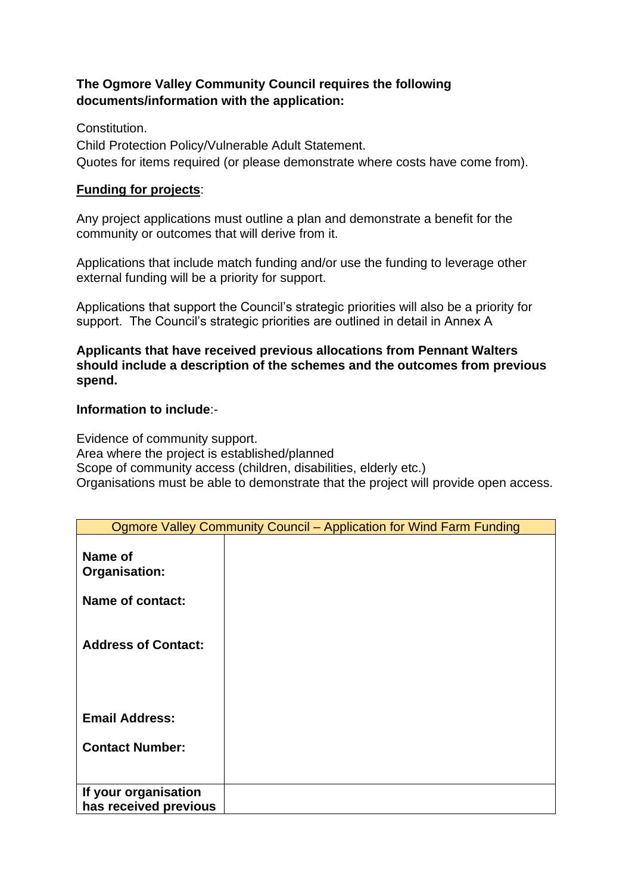**The Ogmore Valley Community Council requires the following documents/information with the application:**

Constitution.
Child Protection Policy/Vulnerable Adult Statement.
Quotes for items required (or please demonstrate where costs have come from).

**Funding for projects**:

Any project applications must outline a plan and demonstrate a benefit for the community or outcomes that will derive from it.

Applications that include match funding and/or use the funding to leverage other external funding will be a priority for support.

Applications that support the Council's strategic priorities will also be a priority for support. The Council's strategic priorities are outlined in detail in Annex A

**Applicants that have received previous allocations from Pennant Walters should include a description of the schemes and the outcomes from previous spend.**

**Information to include**:-

Evidence of community support.
Area where the project is established/planned
Scope of community access (children, disabilities, elderly etc.)
Organisations must be able to demonstrate that the project will provide open access.

| Ogmore Valley Community Council – Application for Wind Farm Funding | |
|---|---|
| **Name of Organisation:** | |
| **Name of contact:** | |
| **Address of Contact:** | |
| **Email Address:** | |
| **Contact Number:** | |
| **If your organisation has received previous** | |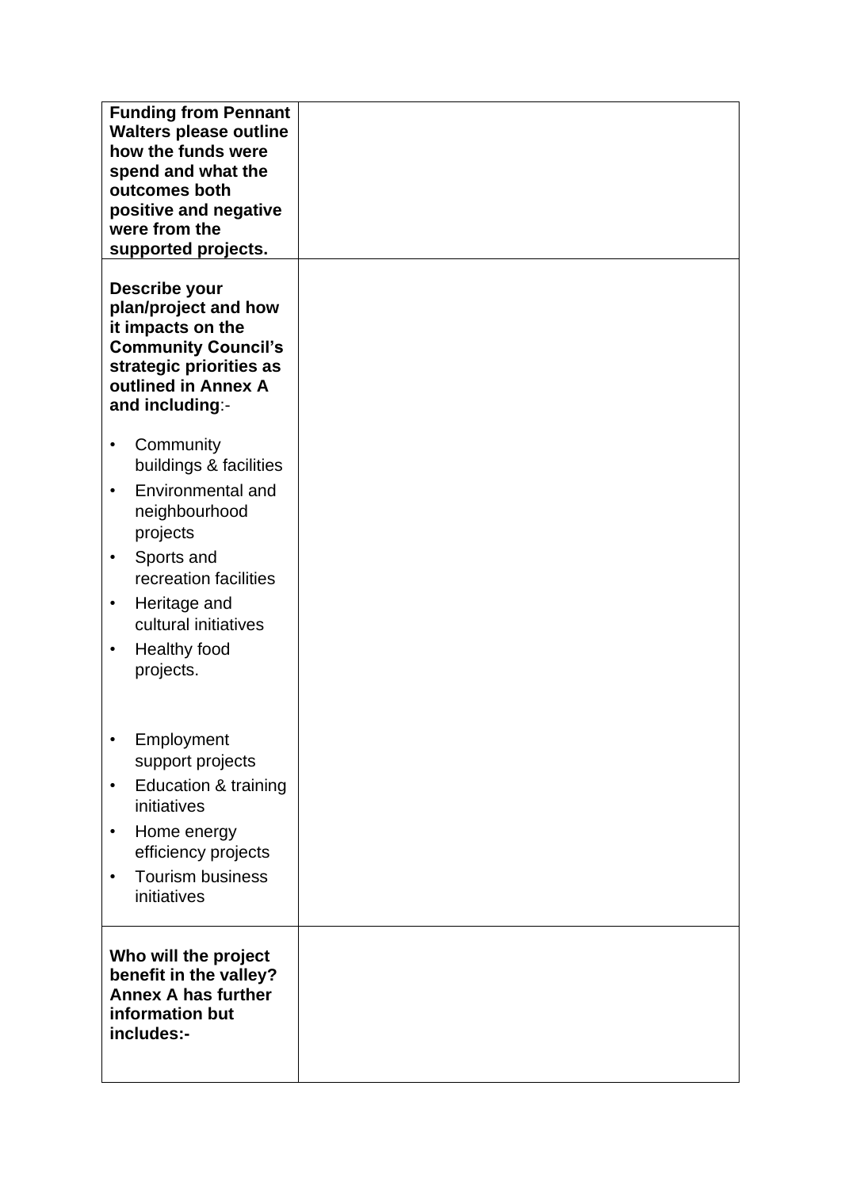| | |
|---|---|
| **Funding from Pennant Walters please outline how the funds were spend and what the outcomes both positive and negative were from the supported projects.** | |
| **Describe your plan/project and how it impacts on the Community Council's strategic priorities as outlined in Annex A and including**:-<br><br>• Community buildings & facilities<br>• Environmental and neighbourhood projects<br>• Sports and recreation facilities<br>• Heritage and cultural initiatives<br>• Healthy food projects.<br><br>• Employment support projects<br>• Education & training initiatives<br>• Home energy efficiency projects<br>• Tourism business initiatives | |
| **Who will the project benefit in the valley? Annex A has further information but includes:-** | |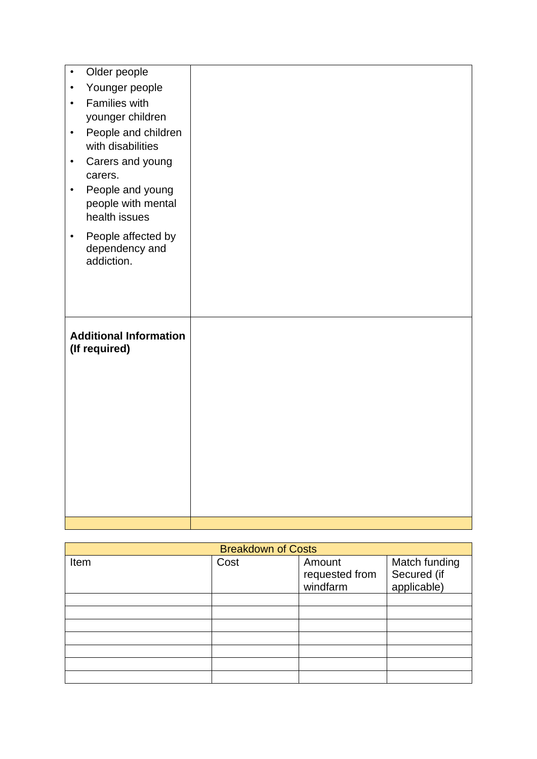| | |
|---|---|
| • Older people<br>• Younger people<br>• Families with younger children<br>• People and children with disabilities<br>• Carers and young carers.<br>• People and young people with mental health issues<br>• People affected by dependency and addiction. | |
| **Additional Information (If required)** | |
| | |

| Breakdown of Costs | | | |
|---|---|---|---|
| Item | Cost | Amount requested from windfarm | Match funding Secured (if applicable) |
| | | | |
| | | | |
| | | | |
| | | | |
| | | | |
| | | | |
| | | | |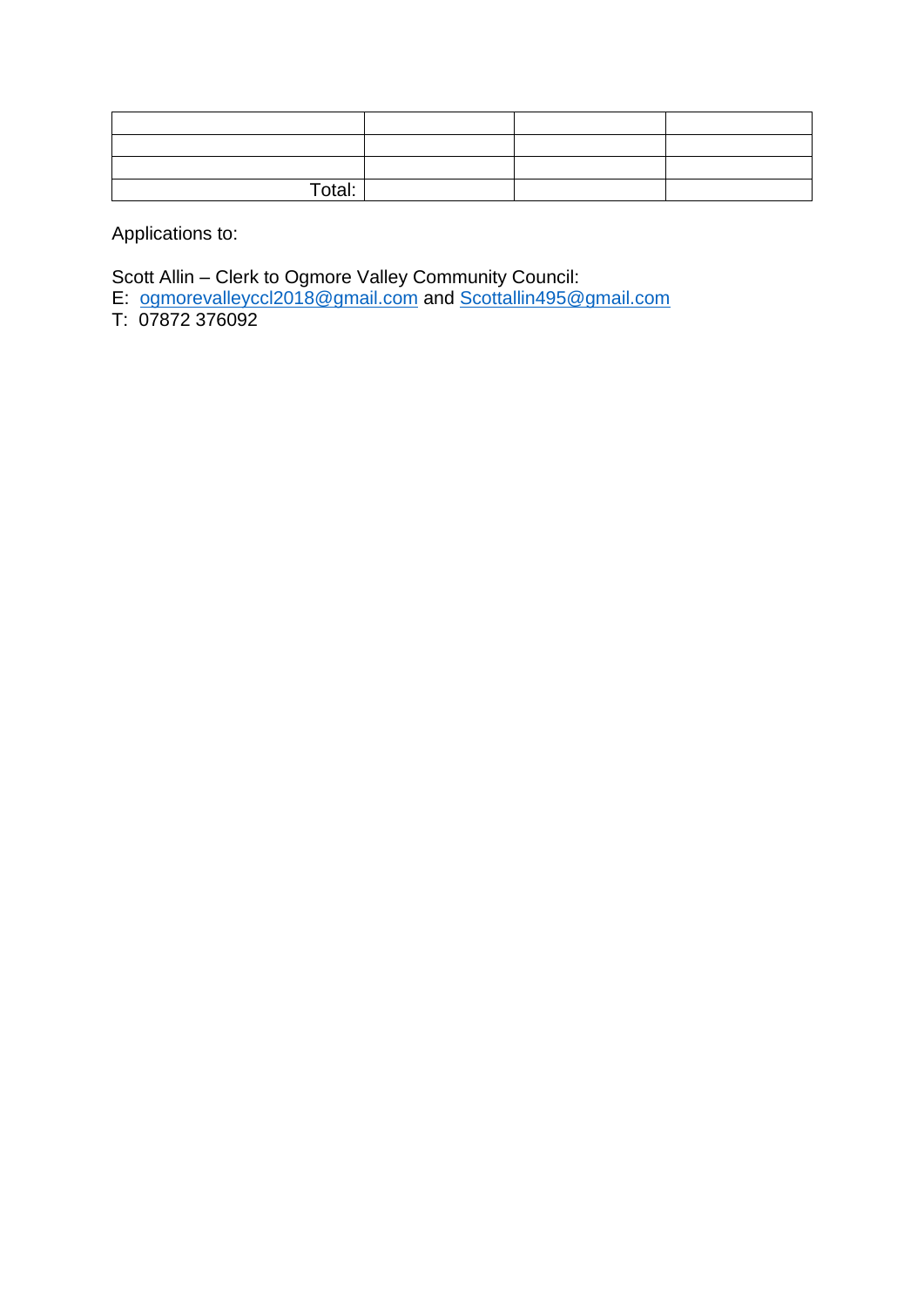| | | | |
|---|---|---|---|
| | | | |
| | | | |
| | | | |
| Total: | | | |

Applications to:

Scott Allin – Clerk to Ogmore Valley Community Council:
E: ogmorevalleyccl2018@gmail.com and Scottallin495@gmail.com
T: 07872 376092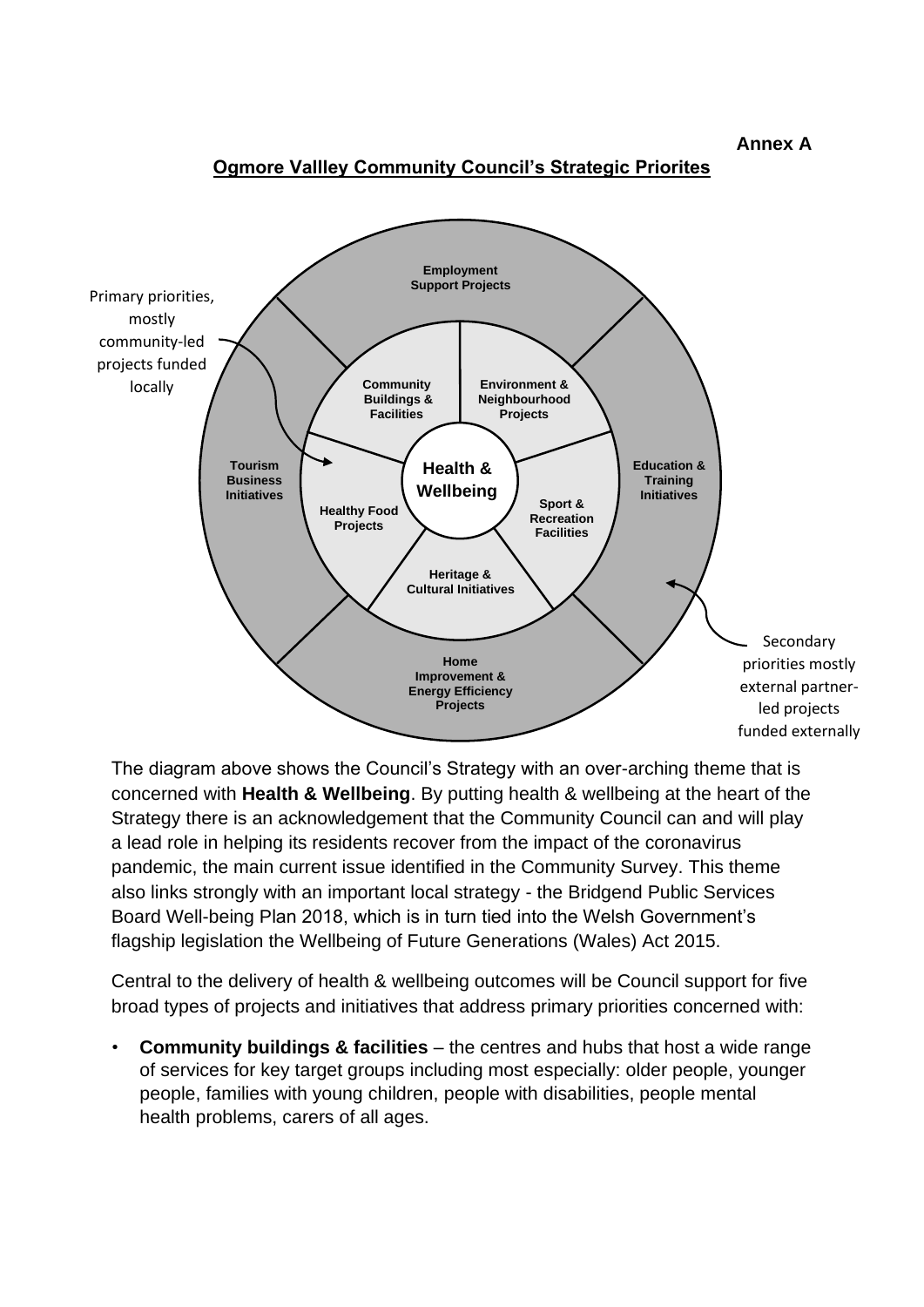**Annex A**

## Ogmore Vallley Community Council's Strategic Priorites

Primary priorities, mostly community-led projects funded locally

Employment Support Projects

Community Buildings & Facilities

Environment & Neighbourhood Projects

Tourism Business Initiatives

Health & Wellbeing

Education & Training Initiatives

Healthy Food Projects

Sport & Recreation Facilities

Heritage & Cultural Initiatives

Home Improvement & Energy Efficiency Projects

Secondary priorities mostly external partner-led projects funded externally

The diagram above shows the Council's Strategy with an over-arching theme that is concerned with **Health & Wellbeing**. By putting health & wellbeing at the heart of the Strategy there is an acknowledgement that the Community Council can and will play a lead role in helping its residents recover from the impact of the coronavirus pandemic, the main current issue identified in the Community Survey. This theme also links strongly with an important local strategy - the Bridgend Public Services Board Well-being Plan 2018, which is in turn tied into the Welsh Government's flagship legislation the Wellbeing of Future Generations (Wales) Act 2015.

Central to the delivery of health & wellbeing outcomes will be Council support for five broad types of projects and initiatives that address primary priorities concerned with:

- **Community buildings & facilities** – the centres and hubs that host a wide range of services for key target groups including most especially: older people, younger people, families with young children, people with disabilities, people mental health problems, carers of all ages.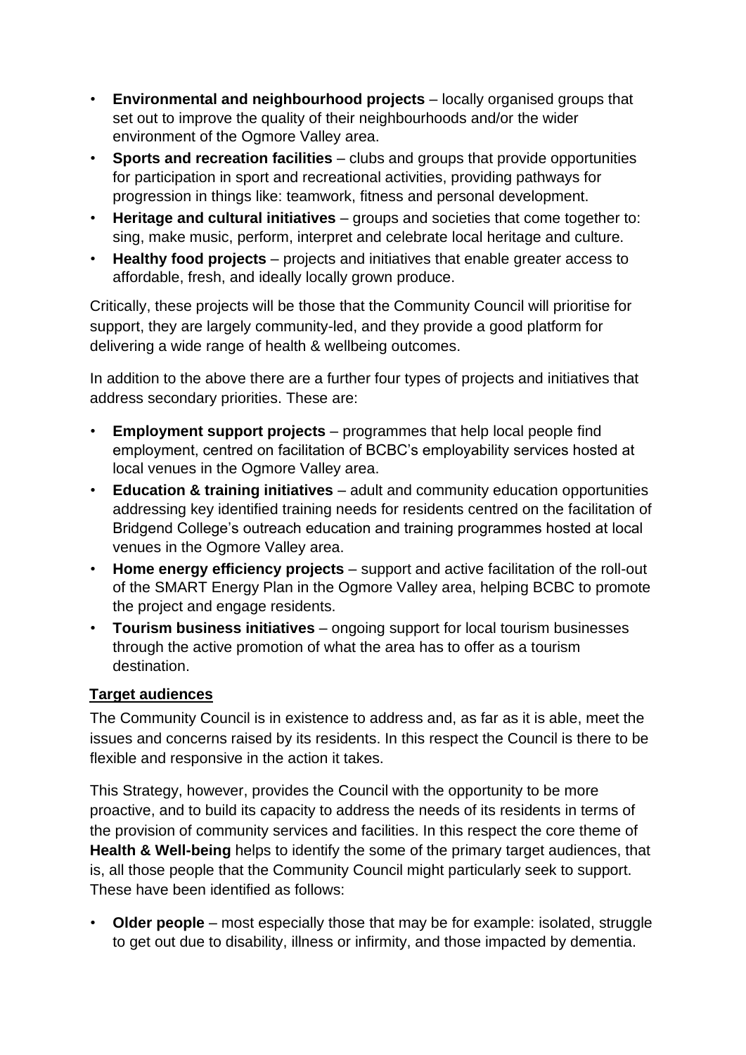- **Environmental and neighbourhood projects** – locally organised groups that set out to improve the quality of their neighbourhoods and/or the wider environment of the Ogmore Valley area.
- **Sports and recreation facilities** – clubs and groups that provide opportunities for participation in sport and recreational activities, providing pathways for progression in things like: teamwork, fitness and personal development.
- **Heritage and cultural initiatives** – groups and societies that come together to: sing, make music, perform, interpret and celebrate local heritage and culture.
- **Healthy food projects** – projects and initiatives that enable greater access to affordable, fresh, and ideally locally grown produce.

Critically, these projects will be those that the Community Council will prioritise for support, they are largely community-led, and they provide a good platform for delivering a wide range of health & wellbeing outcomes.

In addition to the above there are a further four types of projects and initiatives that address secondary priorities. These are:

- **Employment support projects** – programmes that help local people find employment, centred on facilitation of BCBC's employability services hosted at local venues in the Ogmore Valley area.
- **Education & training initiatives** – adult and community education opportunities addressing key identified training needs for residents centred on the facilitation of Bridgend College's outreach education and training programmes hosted at local venues in the Ogmore Valley area.
- **Home energy efficiency projects** – support and active facilitation of the roll-out of the SMART Energy Plan in the Ogmore Valley area, helping BCBC to promote the project and engage residents.
- **Tourism business initiatives** – ongoing support for local tourism businesses through the active promotion of what the area has to offer as a tourism destination.

## Target audiences

The Community Council is in existence to address and, as far as it is able, meet the issues and concerns raised by its residents. In this respect the Council is there to be flexible and responsive in the action it takes.

This Strategy, however, provides the Council with the opportunity to be more proactive, and to build its capacity to address the needs of its residents in terms of the provision of community services and facilities. In this respect the core theme of **Health & Well-being** helps to identify the some of the primary target audiences, that is, all those people that the Community Council might particularly seek to support. These have been identified as follows:

- **Older people** – most especially those that may be for example: isolated, struggle to get out due to disability, illness or infirmity, and those impacted by dementia.